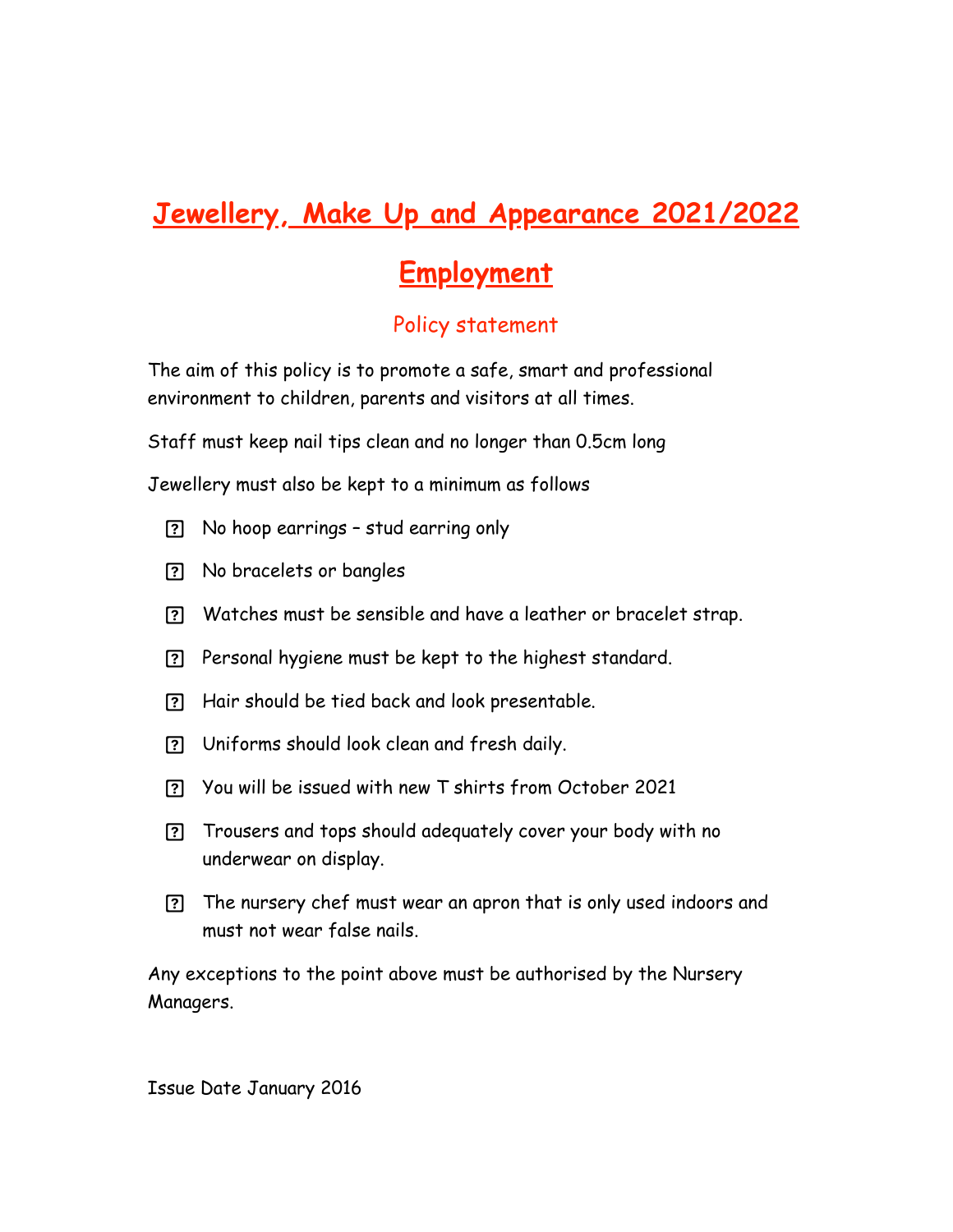# Jewellery, Make Up and Appearance 2021/2022

# Employment

## Policy statement

The aim of this policy is to promote a safe, smart and professional environment to children, parents and visitors at all times.

Staff must keep nail tips clean and no longer than 0.5cm long

Jewellery must also be kept to a minimum as follows

- No hoop earrings – stud earring only
- No bracelets or bangles
- Watches must be sensible and have a leather or bracelet strap.
- Personal hygiene must be kept to the highest standard.
- Hair should be tied back and look presentable.
- Uniforms should look clean and fresh daily.
- You will be issued with new T shirts from October 2021
- Trousers and tops should adequately cover your body with no underwear on display.
- The nursery chef must wear an apron that is only used indoors and must not wear false nails.

Any exceptions to the point above must be authorised by the Nursery Managers.

Issue Date January 2016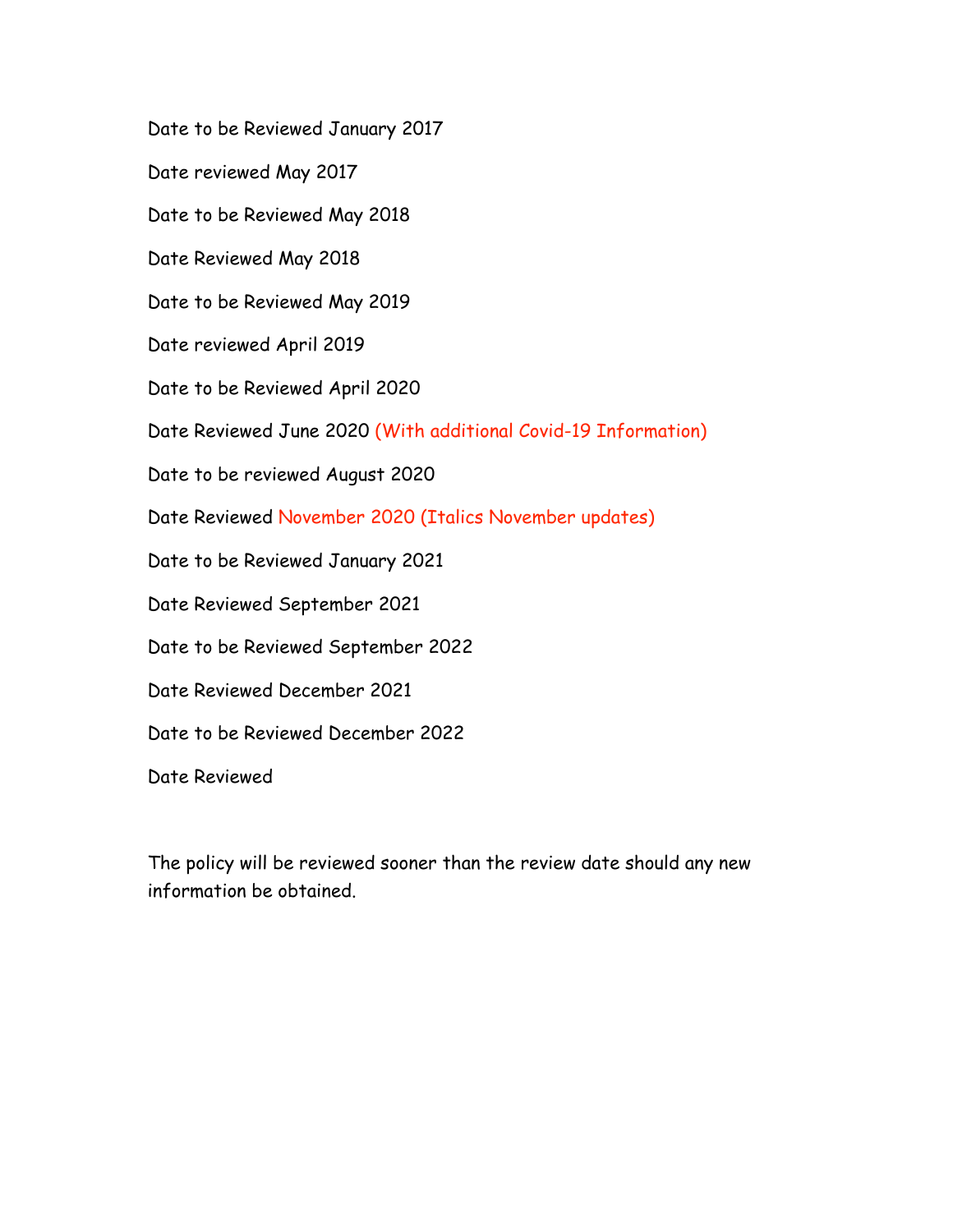Date to be Reviewed January 2017

Date reviewed May 2017

Date to be Reviewed May 2018

Date Reviewed May 2018

Date to be Reviewed May 2019

Date reviewed April 2019

Date to be Reviewed April 2020

Date Reviewed June 2020 (With additional Covid-19 Information)

Date to be reviewed August 2020

Date Reviewed November 2020 (Italics November updates)

Date to be Reviewed January 2021

Date Reviewed September 2021

Date to be Reviewed September 2022

Date Reviewed December 2021

Date to be Reviewed December 2022

Date Reviewed

The policy will be reviewed sooner than the review date should any new information be obtained.